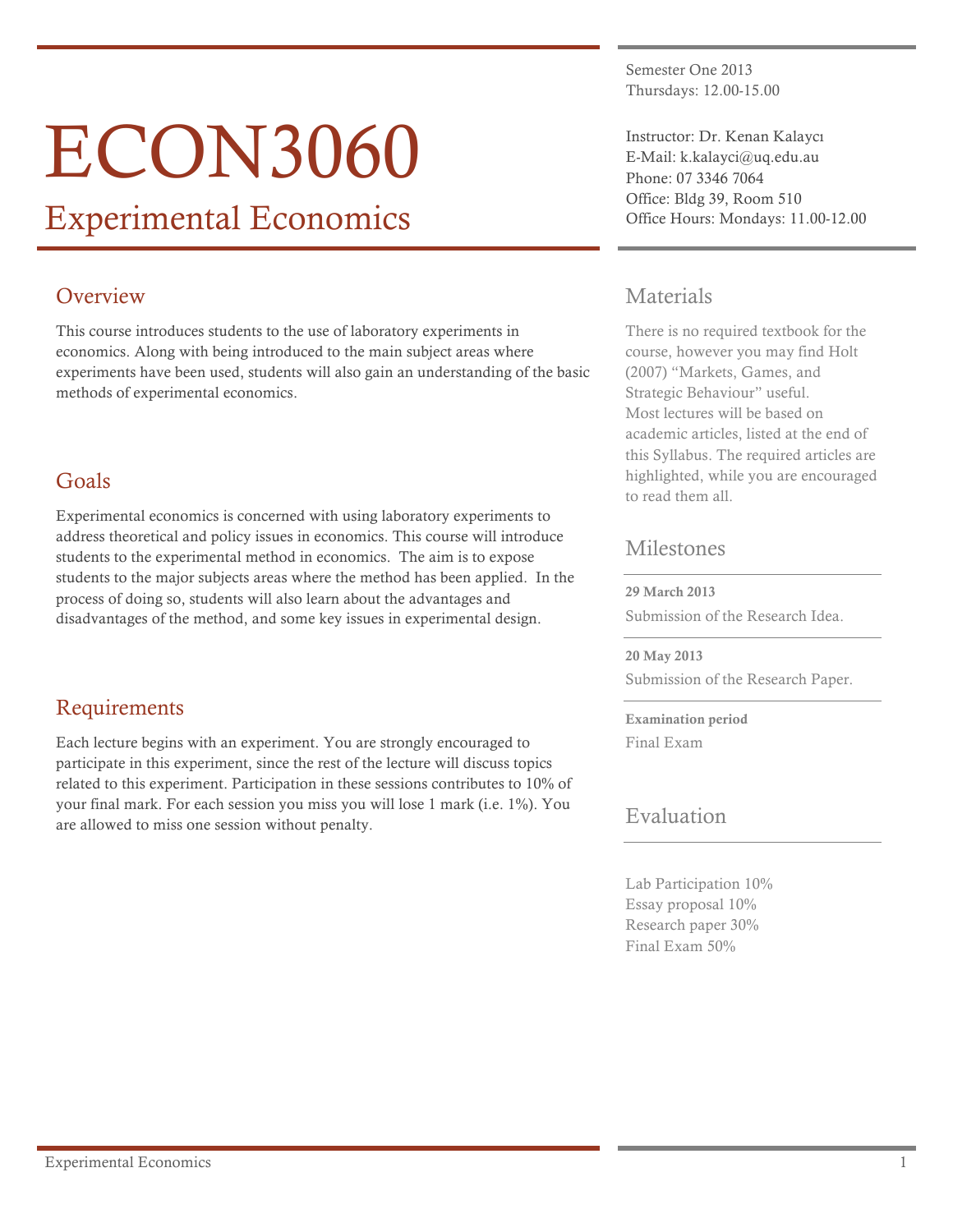# ECON3060

## Experimental Economics

Semester One 2013
Thursdays: 12.00-15.00

Instructor: Dr. Kenan Kalaycı
E-Mail: k.kalayci@uq.edu.au
Phone: 07 3346 7064
Office: Bldg 39, Room 510
Office Hours: Mondays: 11.00-12.00

### Overview

This course introduces students to the use of laboratory experiments in economics. Along with being introduced to the main subject areas where experiments have been used, students will also gain an understanding of the basic methods of experimental economics.

### Goals

Experimental economics is concerned with using laboratory experiments to address theoretical and policy issues in economics. This course will introduce students to the experimental method in economics. The aim is to expose students to the major subjects areas where the method has been applied. In the process of doing so, students will also learn about the advantages and disadvantages of the method, and some key issues in experimental design.

### Requirements

Each lecture begins with an experiment. You are strongly encouraged to participate in this experiment, since the rest of the lecture will discuss topics related to this experiment. Participation in these sessions contributes to 10% of your final mark. For each session you miss you will lose 1 mark (i.e. 1%). You are allowed to miss one session without penalty.

### Materials

There is no required textbook for the course, however you may find Holt (2007) "Markets, Games, and Strategic Behaviour" useful.
Most lectures will be based on academic articles, listed at the end of this Syllabus. The required articles are highlighted, while you are encouraged to read them all.

### Milestones

**29 March 2013**
Submission of the Research Idea.

**20 May 2013**
Submission of the Research Paper.

**Examination period**
Final Exam

### Evaluation

Lab Participation 10%
Essay proposal 10%
Research paper 30%
Final Exam 50%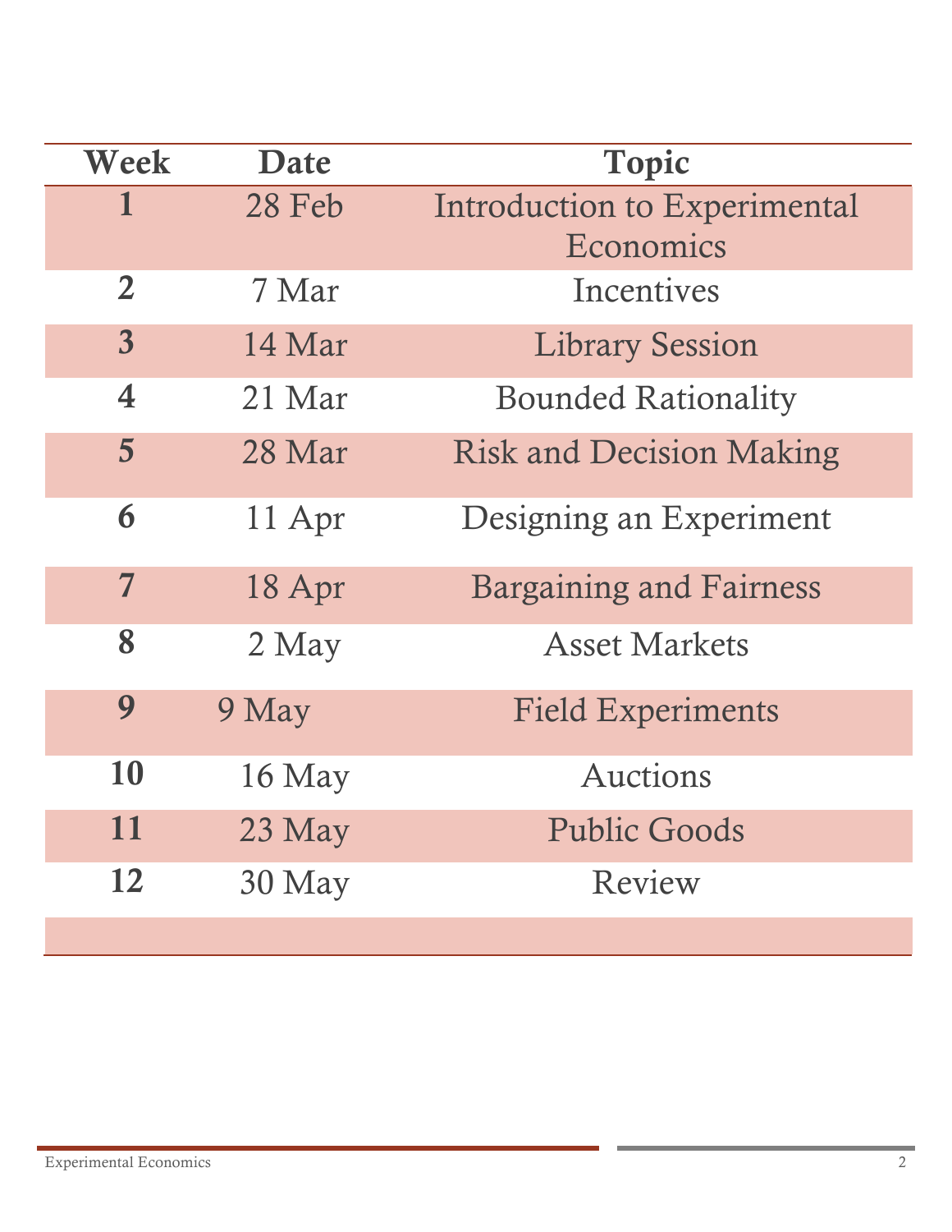| Week | Date | Topic |
|---|---|---|
| 1 | 28 Feb | Introduction to Experimental Economics |
| 2 | 7 Mar | Incentives |
| 3 | 14 Mar | Library Session |
| 4 | 21 Mar | Bounded Rationality |
| 5 | 28 Mar | Risk and Decision Making |
| 6 | 11 Apr | Designing an Experiment |
| 7 | 18 Apr | Bargaining and Fairness |
| 8 | 2 May | Asset Markets |
| 9 | 9 May | Field Experiments |
| 10 | 16 May | Auctions |
| 11 | 23 May | Public Goods |
| 12 | 30 May | Review |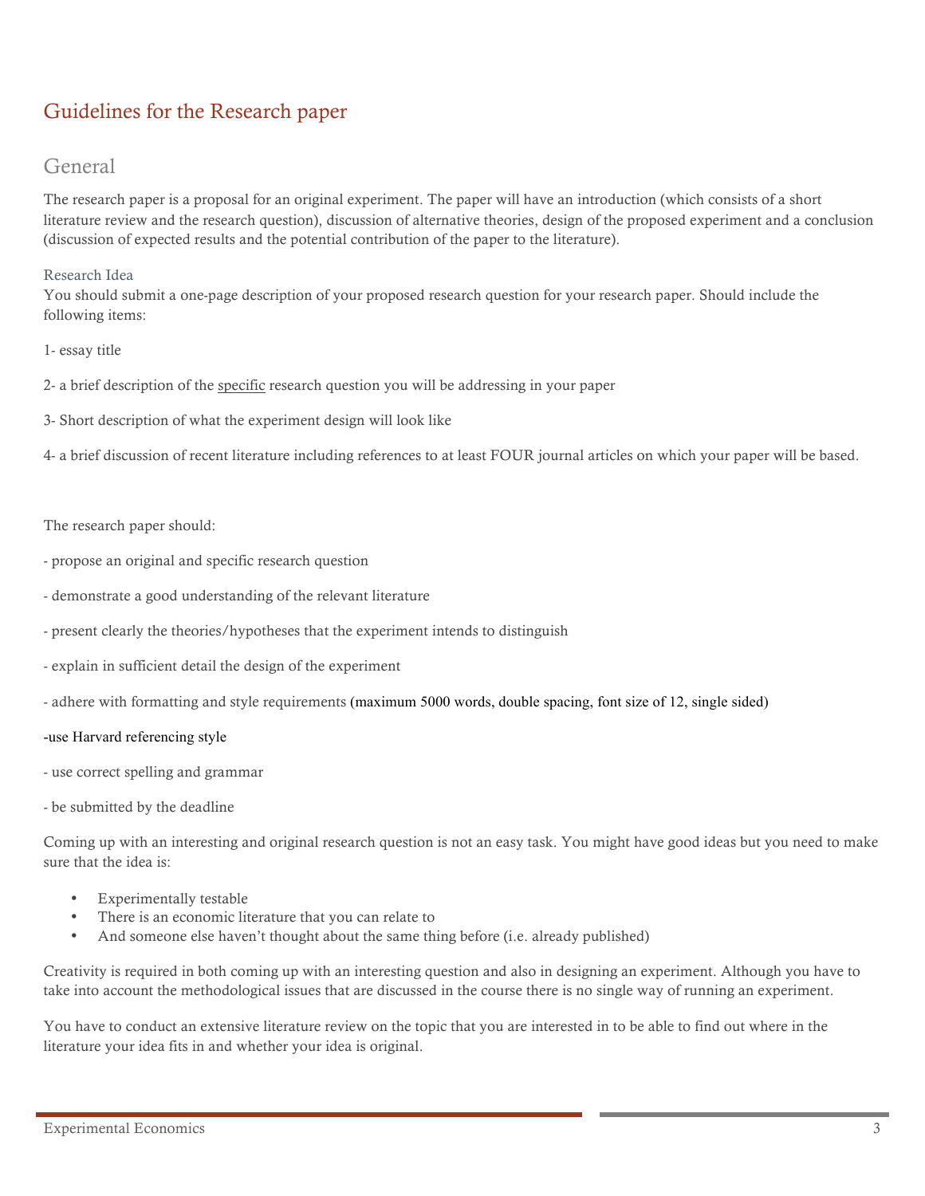# Guidelines for the Research paper

## General

The research paper is a proposal for an original experiment. The paper will have an introduction (which consists of a short literature review and the research question), discussion of alternative theories, design of the proposed experiment and a conclusion (discussion of expected results and the potential contribution of the paper to the literature).

### Research Idea

You should submit a one-page description of your proposed research question for your research paper. Should include the following items:

1- essay title

2- a brief description of the specific research question you will be addressing in your paper

3- Short description of what the experiment design will look like

4- a brief discussion of recent literature including references to at least FOUR journal articles on which your paper will be based.

The research paper should:

- propose an original and specific research question
- demonstrate a good understanding of the relevant literature
- present clearly the theories/hypotheses that the experiment intends to distinguish
- explain in sufficient detail the design of the experiment
- adhere with formatting and style requirements (maximum 5000 words, double spacing, font size of 12, single sided)
- use Harvard referencing style
- use correct spelling and grammar
- be submitted by the deadline

Coming up with an interesting and original research question is not an easy task. You might have good ideas but you need to make sure that the idea is:

- Experimentally testable
- There is an economic literature that you can relate to
- And someone else haven't thought about the same thing before (i.e. already published)

Creativity is required in both coming up with an interesting question and also in designing an experiment. Although you have to take into account the methodological issues that are discussed in the course there is no single way of running an experiment.

You have to conduct an extensive literature review on the topic that you are interested in to be able to find out where in the literature your idea fits in and whether your idea is original.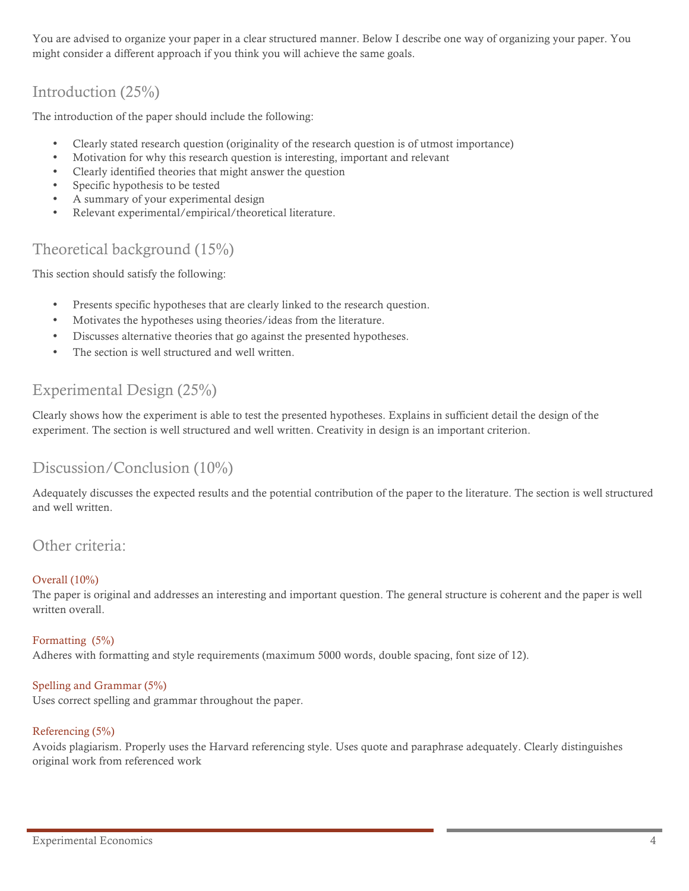You are advised to organize your paper in a clear structured manner. Below I describe one way of organizing your paper. You might consider a different approach if you think you will achieve the same goals.

## Introduction (25%)

The introduction of the paper should include the following:

- Clearly stated research question (originality of the research question is of utmost importance)
- Motivation for why this research question is interesting, important and relevant
- Clearly identified theories that might answer the question
- Specific hypothesis to be tested
- A summary of your experimental design
- Relevant experimental/empirical/theoretical literature.

## Theoretical background (15%)

This section should satisfy the following:

- Presents specific hypotheses that are clearly linked to the research question.
- Motivates the hypotheses using theories/ideas from the literature.
- Discusses alternative theories that go against the presented hypotheses.
- The section is well structured and well written.

## Experimental Design (25%)

Clearly shows how the experiment is able to test the presented hypotheses. Explains in sufficient detail the design of the experiment. The section is well structured and well written. Creativity in design is an important criterion.

## Discussion/Conclusion (10%)

Adequately discusses the expected results and the potential contribution of the paper to the literature. The section is well structured and well written.

## Other criteria:

### Overall (10%)

The paper is original and addresses an interesting and important question. The general structure is coherent and the paper is well written overall.

### Formatting (5%)

Adheres with formatting and style requirements (maximum 5000 words, double spacing, font size of 12).

### Spelling and Grammar (5%)

Uses correct spelling and grammar throughout the paper.

### Referencing (5%)

Avoids plagiarism. Properly uses the Harvard referencing style. Uses quote and paraphrase adequately. Clearly distinguishes original work from referenced work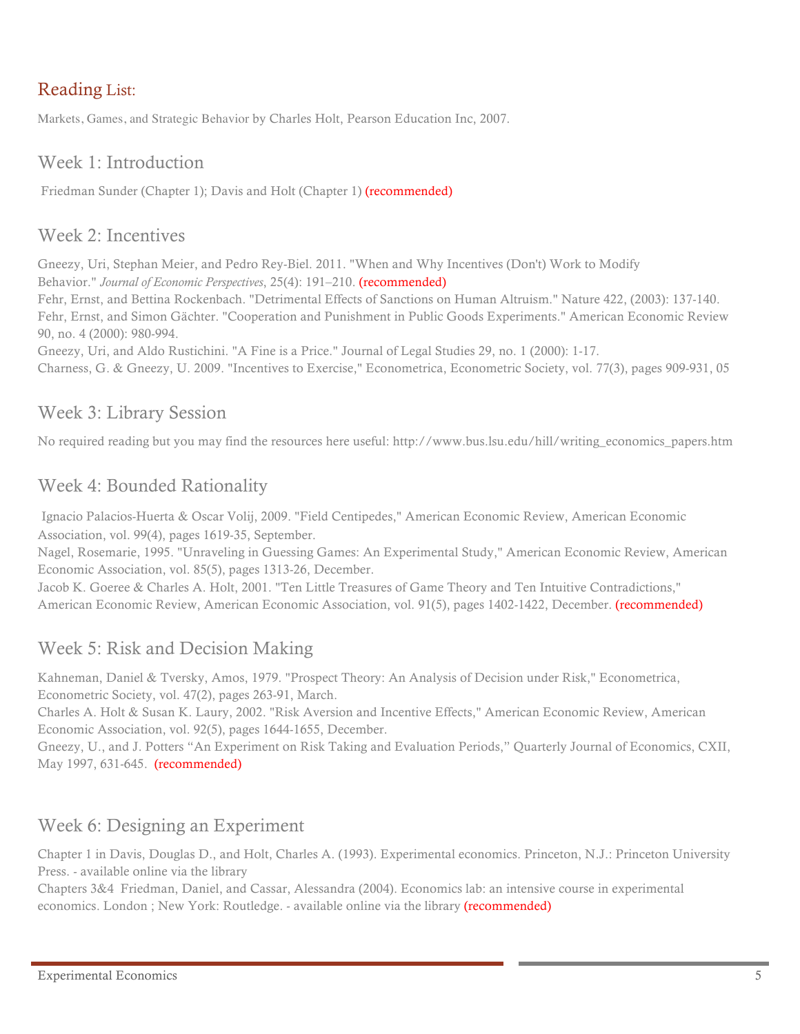## Reading List:

Markets, Games, and Strategic Behavior by Charles Holt, Pearson Education Inc, 2007.

### Week 1: Introduction

Friedman Sunder (Chapter 1); Davis and Holt (Chapter 1) (recommended)

### Week 2: Incentives

Gneezy, Uri, Stephan Meier, and Pedro Rey-Biel. 2011. "When and Why Incentives (Don't) Work to Modify Behavior." *Journal of Economic Perspectives*, 25(4): 191–210. (recommended)
Fehr, Ernst, and Bettina Rockenbach. "Detrimental Effects of Sanctions on Human Altruism." Nature 422, (2003): 137-140.
Fehr, Ernst, and Simon Gächter. "Cooperation and Punishment in Public Goods Experiments." American Economic Review 90, no. 4 (2000): 980-994.
Gneezy, Uri, and Aldo Rustichini. "A Fine is a Price." Journal of Legal Studies 29, no. 1 (2000): 1-17.
Charness, G. & Gneezy, U. 2009. "Incentives to Exercise," Econometrica, Econometric Society, vol. 77(3), pages 909-931, 05

### Week 3: Library Session

No required reading but you may find the resources here useful: http://www.bus.lsu.edu/hill/writing_economics_papers.htm

### Week 4: Bounded Rationality

Ignacio Palacios-Huerta & Oscar Volij, 2009. "Field Centipedes," American Economic Review, American Economic Association, vol. 99(4), pages 1619-35, September.
Nagel, Rosemarie, 1995. "Unraveling in Guessing Games: An Experimental Study," American Economic Review, American Economic Association, vol. 85(5), pages 1313-26, December.
Jacob K. Goeree & Charles A. Holt, 2001. "Ten Little Treasures of Game Theory and Ten Intuitive Contradictions," American Economic Review, American Economic Association, vol. 91(5), pages 1402-1422, December. (recommended)

### Week 5: Risk and Decision Making

Kahneman, Daniel & Tversky, Amos, 1979. "Prospect Theory: An Analysis of Decision under Risk," Econometrica, Econometric Society, vol. 47(2), pages 263-91, March.
Charles A. Holt & Susan K. Laury, 2002. "Risk Aversion and Incentive Effects," American Economic Review, American Economic Association, vol. 92(5), pages 1644-1655, December.
Gneezy, U., and J. Potters "An Experiment on Risk Taking and Evaluation Periods," Quarterly Journal of Economics, CXII, May 1997, 631-645. (recommended)

### Week 6: Designing an Experiment

Chapter 1 in Davis, Douglas D., and Holt, Charles A. (1993). Experimental economics. Princeton, N.J.: Princeton University Press. - available online via the library
Chapters 3&4 Friedman, Daniel, and Cassar, Alessandra (2004). Economics lab: an intensive course in experimental economics. London ; New York: Routledge. - available online via the library (recommended)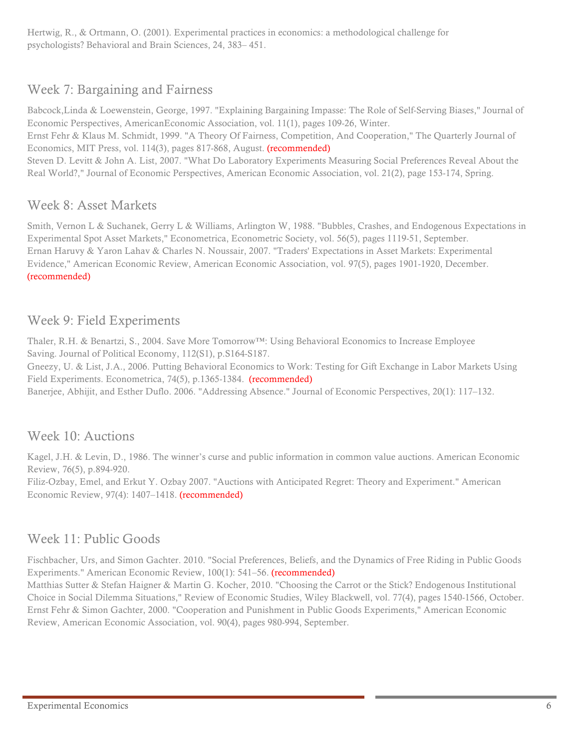Hertwig, R., & Ortmann, O. (2001). Experimental practices in economics: a methodological challenge for psychologists? Behavioral and Brain Sciences, 24, 383– 451.

## Week 7: Bargaining and Fairness

Babcock,Linda & Loewenstein, George, 1997. "Explaining Bargaining Impasse: The Role of Self-Serving Biases," Journal of Economic Perspectives, AmericanEconomic Association, vol. 11(1), pages 109-26, Winter.
Ernst Fehr & Klaus M. Schmidt, 1999. "A Theory Of Fairness, Competition, And Cooperation," The Quarterly Journal of Economics, MIT Press, vol. 114(3), pages 817-868, August. (recommended)
Steven D. Levitt & John A. List, 2007. "What Do Laboratory Experiments Measuring Social Preferences Reveal About the Real World?," Journal of Economic Perspectives, American Economic Association, vol. 21(2), page 153-174, Spring.

## Week 8: Asset Markets

Smith, Vernon L & Suchanek, Gerry L & Williams, Arlington W, 1988. "Bubbles, Crashes, and Endogenous Expectations in Experimental Spot Asset Markets," Econometrica, Econometric Society, vol. 56(5), pages 1119-51, September.
Ernan Haruvy & Yaron Lahav & Charles N. Noussair, 2007. "Traders' Expectations in Asset Markets: Experimental Evidence," American Economic Review, American Economic Association, vol. 97(5), pages 1901-1920, December. (recommended)

## Week 9: Field Experiments

Thaler, R.H. & Benartzi, S., 2004. Save More Tomorrow™: Using Behavioral Economics to Increase Employee Saving. Journal of Political Economy, 112(S1), p.S164-S187.
Gneezy, U. & List, J.A., 2006. Putting Behavioral Economics to Work: Testing for Gift Exchange in Labor Markets Using Field Experiments. Econometrica, 74(5), p.1365-1384. (recommended)
Banerjee, Abhijit, and Esther Duflo. 2006. "Addressing Absence." Journal of Economic Perspectives, 20(1): 117–132.

## Week 10: Auctions

Kagel, J.H. & Levin, D., 1986. The winner's curse and public information in common value auctions. American Economic Review, 76(5), p.894-920.
Filiz-Ozbay, Emel, and Erkut Y. Ozbay 2007. "Auctions with Anticipated Regret: Theory and Experiment." American Economic Review, 97(4): 1407–1418. (recommended)

## Week 11: Public Goods

Fischbacher, Urs, and Simon Gachter. 2010. "Social Preferences, Beliefs, and the Dynamics of Free Riding in Public Goods Experiments." American Economic Review, 100(1): 541–56. (recommended)
Matthias Sutter & Stefan Haigner & Martin G. Kocher, 2010. "Choosing the Carrot or the Stick? Endogenous Institutional Choice in Social Dilemma Situations," Review of Economic Studies, Wiley Blackwell, vol. 77(4), pages 1540-1566, October.
Ernst Fehr & Simon Gachter, 2000. "Cooperation and Punishment in Public Goods Experiments," American Economic Review, American Economic Association, vol. 90(4), pages 980-994, September.